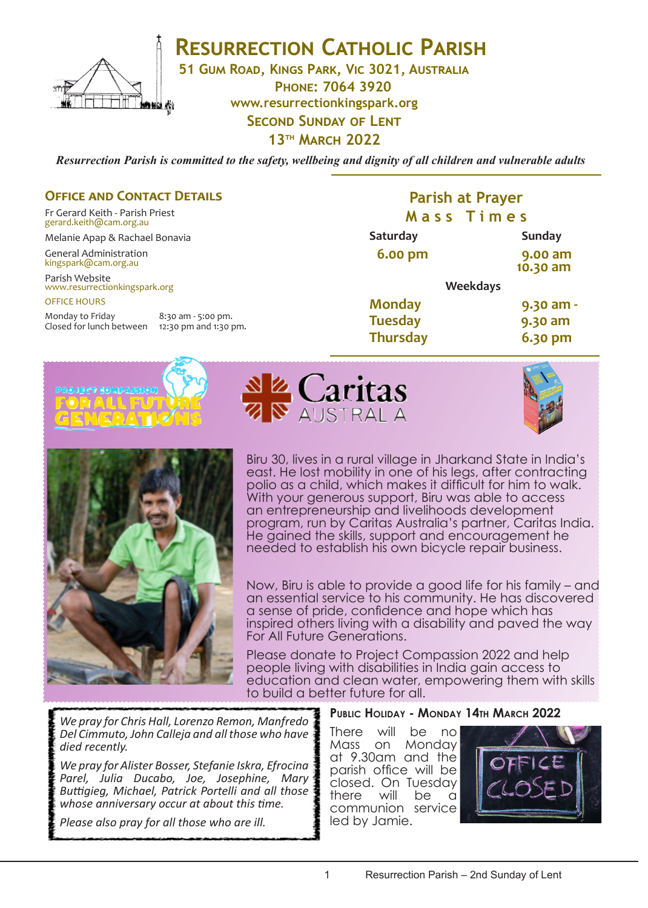# Resurrection Catholic Parish

**51 Gum Road, Kings Park, Vic 3021, Australia**
**Phone: 7064 3920**
**www.resurrectionkingspark.org**
**Second Sunday of Lent**
**13th March 2022**

*Resurrection Parish is committed to the safety, wellbeing and dignity of all children and vulnerable adults*

## Office and Contact Details

Fr Gerard Keith - Parish Priest
gerard.keith@cam.org.au

Melanie Apap & Rachael Bonavia

General Administration
kingspark@cam.org.au

Parish Website
www.resurrectionkingspark.org

OFFICE HOURS

Monday to Friday 8:30 am - 5:00 pm.
Closed for lunch between 12:30 pm and 1:30 pm.

## Parish at Prayer

### Mass Times

| Saturday | Sunday |
|---|---|
| 6.00 pm | 9.00 am<br>10.30 am |

**Weekdays**

| | |
|---|---|
| Monday | 9.30 am - |
| Tuesday | 9.30 am |
| Thursday | 6.30 pm |

## Project Compassion — For All Future Generations

**Caritas Australia**

Biru 30, lives in a rural village in Jharkand State in India's east. He lost mobility in one of his legs, after contracting polio as a child, which makes it difficult for him to walk. With your generous support, Biru was able to access an entrepreneurship and livelihoods development program, run by Caritas Australia's partner, Caritas India. He gained the skills, support and encouragement he needed to establish his own bicycle repair business.

Now, Biru is able to provide a good life for his family – and an essential service to his community. He has discovered a sense of pride, confidence and hope which has inspired others living with a disability and paved the way For All Future Generations.

Please donate to Project Compassion 2022 and help people living with disabilities in India gain access to education and clean water, empowering them with skills to build a better future for all.

*We pray for Chris Hall, Lorenzo Remon, Manfredo Del Cimmuto, John Calleja and all those who have died recently.*

*We pray for Alister Bosser, Stefanie Iskra, Efrocina Parel, Julia Ducabo, Joe, Josephine, Mary Buttigieg, Michael, Patrick Portelli and all those whose anniversary occur at about this time.*

*Please also pray for all those who are ill.*

## Public Holiday - Monday 14th March 2022

There will be no Mass on Monday at 9.30am and the parish office will be closed. On Tuesday there will be a communion service led by Jamie.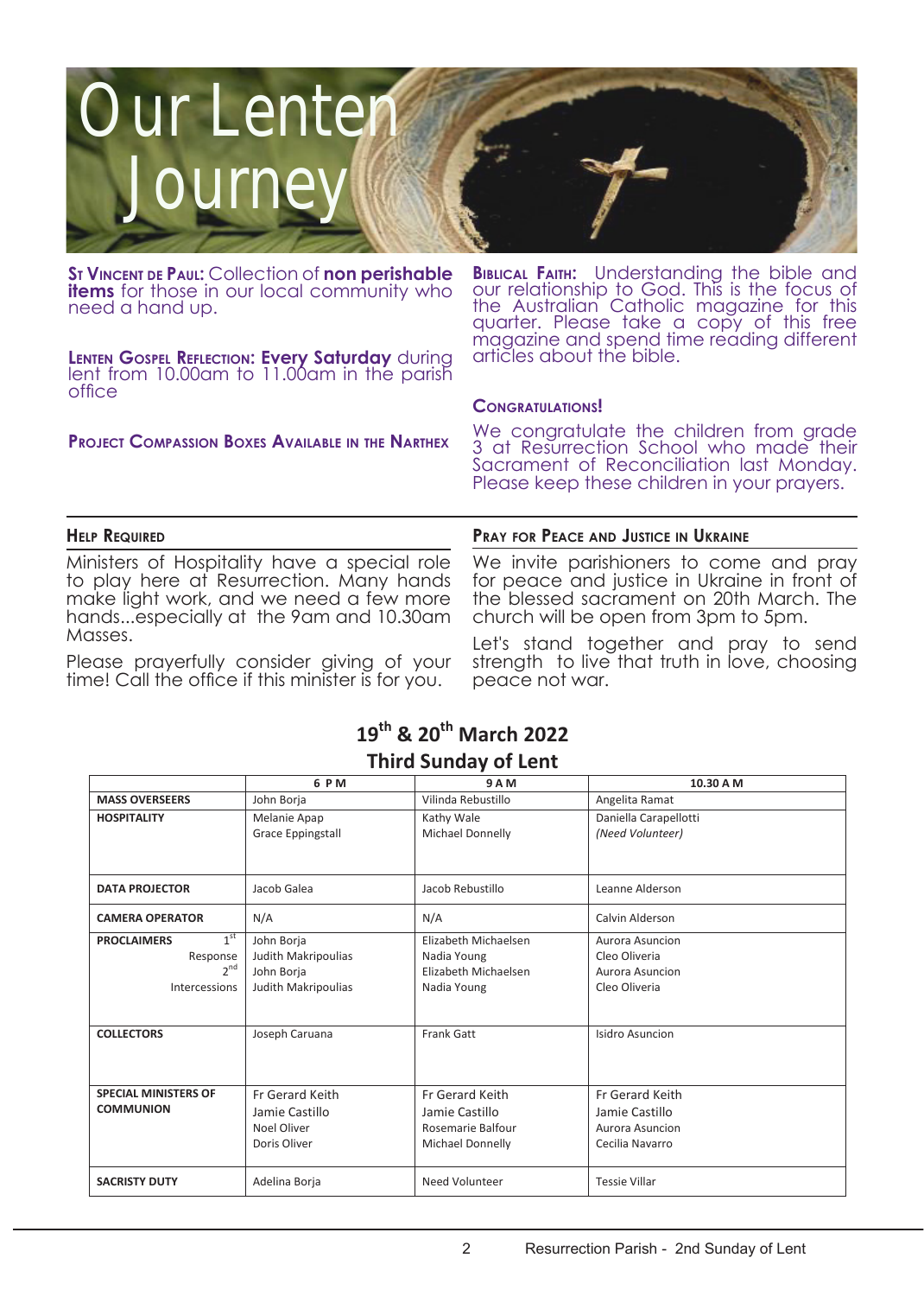# Our Lenten Journey

**St Vincent de Paul:** Collection of **non perishable items** for those in our local community who need a hand up.

**Lenten Gospel Reflection: Every Saturday** during lent from 10.00am to 11.00am in the parish office

**Project Compassion Boxes Available in the Narthex**

**Biblical Faith:** Understanding the bible and our relationship to God. This is the focus of the Australian Catholic magazine for this quarter. Please take a copy of this free magazine and spend time reading different articles about the bible.

**Congratulations!**

We congratulate the children from grade 3 at Resurrection School who made their Sacrament of Reconciliation last Monday. Please keep these children in your prayers.

## Help Required

Ministers of Hospitality have a special role to play here at Resurrection. Many hands make light work, and we need a few more hands...especially at the 9am and 10.30am Masses.

Please prayerfully consider giving of your time! Call the office if this minister is for you.

## Pray for Peace and Justice in Ukraine

We invite parishioners to come and pray for peace and justice in Ukraine in front of the blessed sacrament on 20th March. The church will be open from 3pm to 5pm.

Let's stand together and pray to send strength to live that truth in love, choosing peace not war.

## 19th & 20th March 2022
## Third Sunday of Lent

| | 6 PM | 9 AM | 10.30 AM |
|---|---|---|---|
| **MASS OVERSEERS** | John Borja | Vilinda Rebustillo | Angelita Ramat |
| **HOSPITALITY** | Melanie Apap<br>Grace Eppingstall | Kathy Wale<br>Michael Donnelly | Daniella Carapellotti<br>*(Need Volunteer)* |
| **DATA PROJECTOR** | Jacob Galea | Jacob Rebustillo | Leanne Alderson |
| **CAMERA OPERATOR** | N/A | N/A | Calvin Alderson |
| **PROCLAIMERS** 1st<br>Response<br>2nd<br>Intercessions | John Borja<br>Judith Makripoulias<br>John Borja<br>Judith Makripoulias | Elizabeth Michaelsen<br>Nadia Young<br>Elizabeth Michaelsen<br>Nadia Young | Aurora Asuncion<br>Cleo Oliveria<br>Aurora Asuncion<br>Cleo Oliveria |
| **COLLECTORS** | Joseph Caruana | Frank Gatt | Isidro Asuncion |
| **SPECIAL MINISTERS OF COMMUNION** | Fr Gerard Keith<br>Jamie Castillo<br>Noel Oliver<br>Doris Oliver | Fr Gerard Keith<br>Jamie Castillo<br>Rosemarie Balfour<br>Michael Donnelly | Fr Gerard Keith<br>Jamie Castillo<br>Aurora Asuncion<br>Cecilia Navarro |
| **SACRISTY DUTY** | Adelina Borja | Need Volunteer | Tessie Villar |